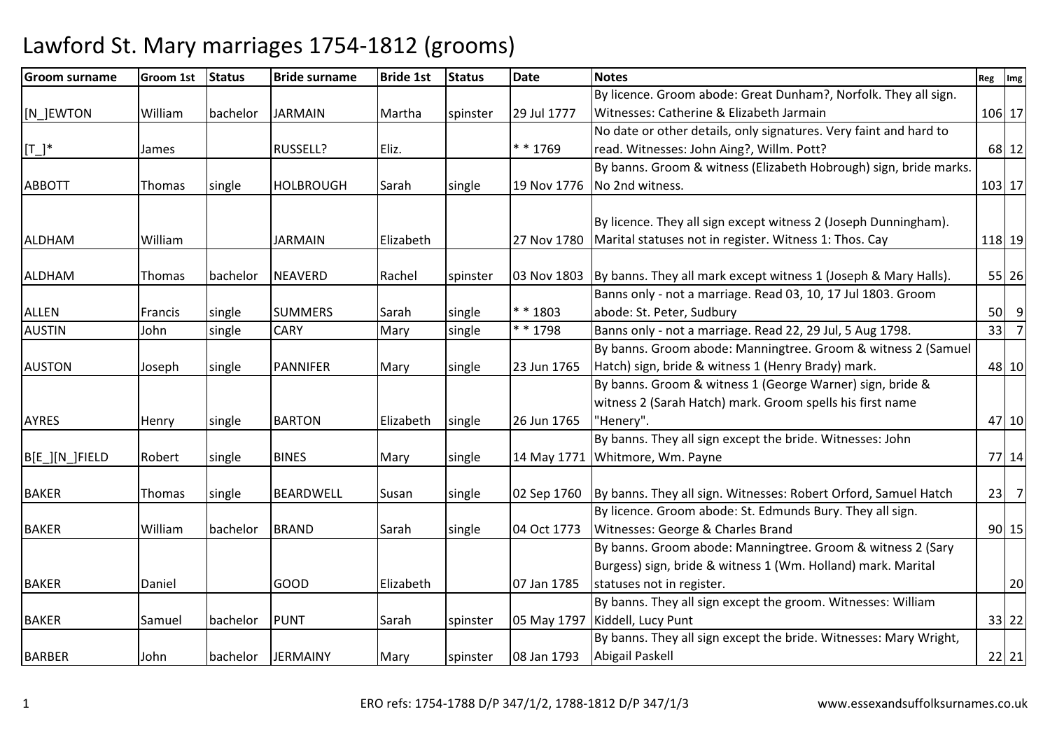# Lawford St. Mary marriages 1754-1812 (grooms)

| Groom surname | Groom 1st | Status | Bride surname | Bride 1st | Status | Date | Notes | Reg | Img |
|---|---|---|---|---|---|---|---|---|---|
| [N_]EWTON | William | bachelor | JARMAIN | Martha | spinster | 29 Jul 1777 | By licence. Groom abode: Great Dunham?, Norfolk. They all sign. Witnesses: Catherine & Elizabeth Jarmain | 106 | 17 |
| [T_]* | James | | RUSSELL? | Eliz. | | * * 1769 | No date or other details, only signatures. Very faint and hard to read. Witnesses: John Aing?, Willm. Pott? | 68 | 12 |
| ABBOTT | Thomas | single | HOLBROUGH | Sarah | single | 19 Nov 1776 | By banns. Groom & witness (Elizabeth Hobrough) sign, bride marks. No 2nd witness. | 103 | 17 |
| ALDHAM | William | | JARMAIN | Elizabeth | | 27 Nov 1780 | By licence. They all sign except witness 2 (Joseph Dunningham). Marital statuses not in register. Witness 1: Thos. Cay | 118 | 19 |
| ALDHAM | Thomas | bachelor | NEAVERD | Rachel | spinster | 03 Nov 1803 | By banns. They all mark except witness 1 (Joseph & Mary Halls). | 55 | 26 |
| ALLEN | Francis | single | SUMMERS | Sarah | single | * * 1803 | Banns only - not a marriage. Read 03, 10, 17 Jul 1803. Groom abode: St. Peter, Sudbury | 50 | 9 |
| AUSTIN | John | single | CARY | Mary | single | * * 1798 | Banns only - not a marriage. Read 22, 29 Jul, 5 Aug 1798. | 33 | 7 |
| AUSTON | Joseph | single | PANNIFER | Mary | single | 23 Jun 1765 | By banns. Groom abode: Manningtree. Groom & witness 2 (Samuel Hatch) sign, bride & witness 1 (Henry Brady) mark. | 48 | 10 |
| AYRES | Henry | single | BARTON | Elizabeth | single | 26 Jun 1765 | By banns. Groom & witness 1 (George Warner) sign, bride & witness 2 (Sarah Hatch) mark. Groom spells his first name "Henery". | 47 | 10 |
| B[E_][N_]FIELD | Robert | single | BINES | Mary | single | 14 May 1771 | By banns. They all sign except the bride. Witnesses: John Whitmore, Wm. Payne | 77 | 14 |
| BAKER | Thomas | single | BEARDWELL | Susan | single | 02 Sep 1760 | By banns. They all sign. Witnesses: Robert Orford, Samuel Hatch | 23 | 7 |
| BAKER | William | bachelor | BRAND | Sarah | single | 04 Oct 1773 | By licence. Groom abode: St. Edmunds Bury. They all sign. Witnesses: George & Charles Brand | 90 | 15 |
| BAKER | Daniel | | GOOD | Elizabeth | | 07 Jan 1785 | By banns. Groom abode: Manningtree. Groom & witness 2 (Sary Burgess) sign, bride & witness 1 (Wm. Holland) mark. Marital statuses not in register. | | 20 |
| BAKER | Samuel | bachelor | PUNT | Sarah | spinster | 05 May 1797 | By banns. They all sign except the groom. Witnesses: William Kiddell, Lucy Punt | 33 | 22 |
| BARBER | John | bachelor | JERMAINY | Mary | spinster | 08 Jan 1793 | By banns. They all sign except the bride. Witnesses: Mary Wright, Abigail Paskell | 22 | 21 |

ERO refs: 1754-1788 D/P 347/1/2, 1788-1812 D/P 347/1/3 www.essexandsuffolksurnames.co.uk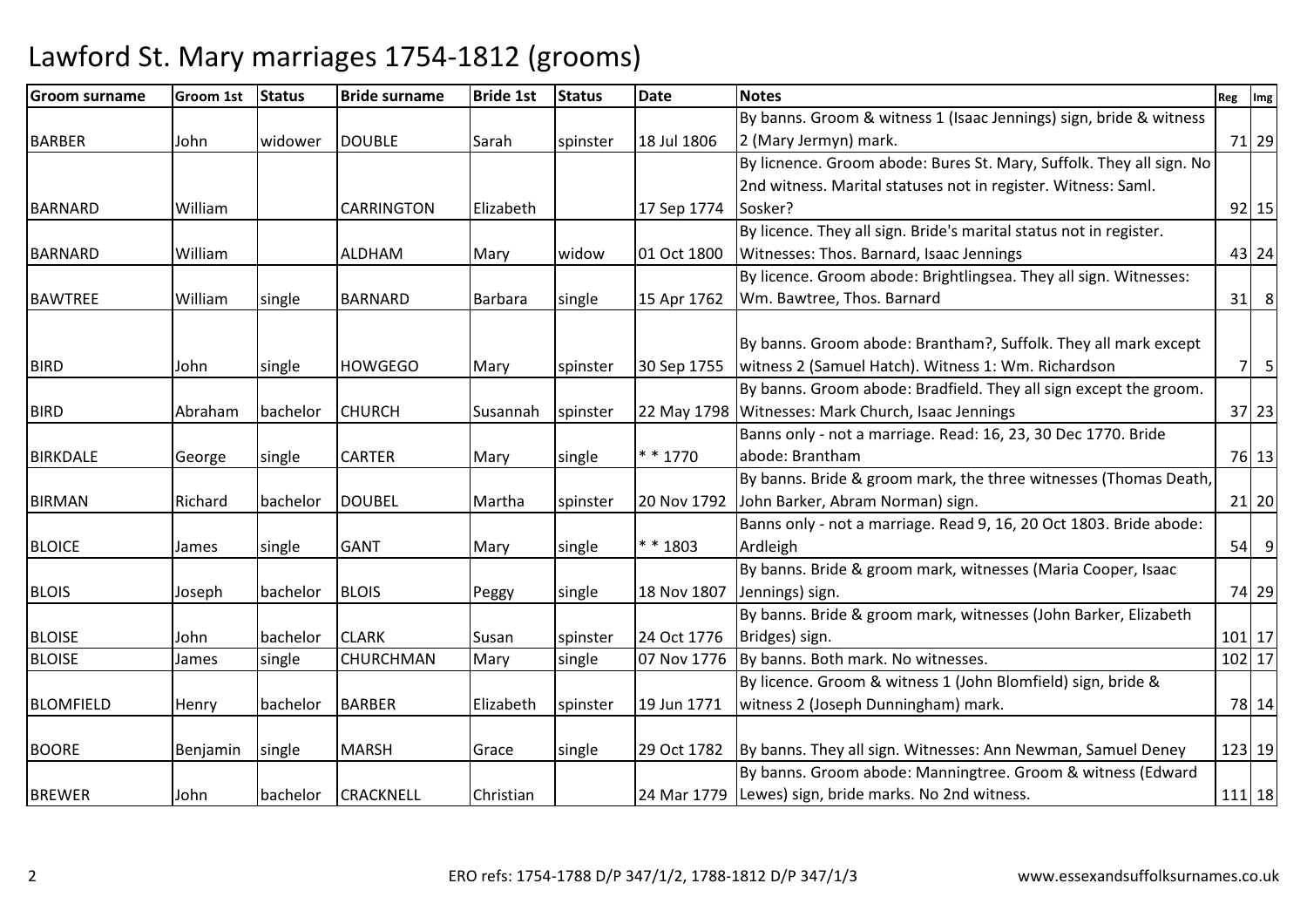# Lawford St. Mary marriages 1754-1812 (grooms)

| Groom surname | Groom 1st | Status | Bride surname | Bride 1st | Status | Date | Notes | Reg | Img |
|---|---|---|---|---|---|---|---|---|---|
| BARBER | John | widower | DOUBLE | Sarah | spinster | 18 Jul 1806 | By banns. Groom & witness 1 (Isaac Jennings) sign, bride & witness 2 (Mary Jermyn) mark. | 71 | 29 |
| BARNARD | William | | CARRINGTON | Elizabeth | | 17 Sep 1774 | By licnence. Groom abode: Bures St. Mary, Suffolk. They all sign. No 2nd witness. Marital statuses not in register. Witness: Saml. Sosker? | 92 | 15 |
| BARNARD | William | | ALDHAM | Mary | widow | 01 Oct 1800 | By licence. They all sign. Bride's marital status not in register. Witnesses: Thos. Barnard, Isaac Jennings | 43 | 24 |
| BAWTREE | William | single | BARNARD | Barbara | single | 15 Apr 1762 | By licence. Groom abode: Brightlingsea. They all sign. Witnesses: Wm. Bawtree, Thos. Barnard | 31 | 8 |
| BIRD | John | single | HOWGEGO | Mary | spinster | 30 Sep 1755 | By banns. Groom abode: Brantham?, Suffolk. They all mark except witness 2 (Samuel Hatch). Witness 1: Wm. Richardson | 7 | 5 |
| BIRD | Abraham | bachelor | CHURCH | Susannah | spinster | 22 May 1798 | By banns. Groom abode: Bradfield. They all sign except the groom. Witnesses: Mark Church, Isaac Jennings | 37 | 23 |
| BIRKDALE | George | single | CARTER | Mary | single | * * 1770 | Banns only - not a marriage. Read: 16, 23, 30 Dec 1770. Bride abode: Brantham | 76 | 13 |
| BIRMAN | Richard | bachelor | DOUBEL | Martha | spinster | 20 Nov 1792 | By banns. Bride & groom mark, the three witnesses (Thomas Death, John Barker, Abram Norman) sign. | 21 | 20 |
| BLOICE | James | single | GANT | Mary | single | * * 1803 | Banns only - not a marriage. Read 9, 16, 20 Oct 1803. Bride abode: Ardleigh | 54 | 9 |
| BLOIS | Joseph | bachelor | BLOIS | Peggy | single | 18 Nov 1807 | By banns. Bride & groom mark, witnesses (Maria Cooper, Isaac Jennings) sign. | 74 | 29 |
| BLOISE | John | bachelor | CLARK | Susan | spinster | 24 Oct 1776 | By banns. Bride & groom mark, witnesses (John Barker, Elizabeth Bridges) sign. | 101 | 17 |
| BLOISE | James | single | CHURCHMAN | Mary | single | 07 Nov 1776 | By banns. Both mark. No witnesses. | 102 | 17 |
| BLOMFIELD | Henry | bachelor | BARBER | Elizabeth | spinster | 19 Jun 1771 | By licence. Groom & witness 1 (John Blomfield) sign, bride & witness 2 (Joseph Dunningham) mark. | 78 | 14 |
| BOORE | Benjamin | single | MARSH | Grace | single | 29 Oct 1782 | By banns. They all sign. Witnesses: Ann Newman, Samuel Deney | 123 | 19 |
| BREWER | John | bachelor | CRACKNELL | Christian | | 24 Mar 1779 | By banns. Groom abode: Manningtree. Groom & witness (Edward Lewes) sign, bride marks. No 2nd witness. | 111 | 18 |

ERO refs: 1754-1788 D/P 347/1/2, 1788-1812 D/P 347/1/3 www.essexandsuffolksurnames.co.uk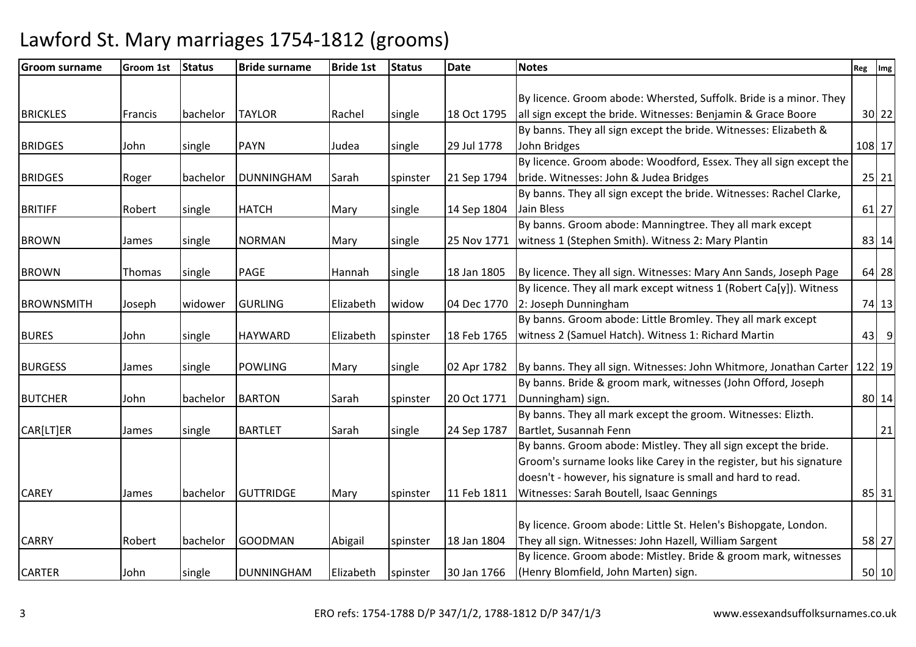# Lawford St. Mary marriages 1754-1812 (grooms)

| Groom surname | Groom 1st | Status | Bride surname | Bride 1st | Status | Date | Notes | Reg | Img |
|---|---|---|---|---|---|---|---|---|---|
| BRICKLES | Francis | bachelor | TAYLOR | Rachel | single | 18 Oct 1795 | By licence. Groom abode: Whersted, Suffolk. Bride is a minor. They all sign except the bride. Witnesses: Benjamin & Grace Boore | 30 | 22 |
| BRIDGES | John | single | PAYN | Judea | single | 29 Jul 1778 | By banns. They all sign except the bride. Witnesses: Elizabeth & John Bridges | 108 | 17 |
| BRIDGES | Roger | bachelor | DUNNINGHAM | Sarah | spinster | 21 Sep 1794 | By licence. Groom abode: Woodford, Essex. They all sign except the bride. Witnesses: John & Judea Bridges | 25 | 21 |
| BRITIFF | Robert | single | HATCH | Mary | single | 14 Sep 1804 | By banns. They all sign except the bride. Witnesses: Rachel Clarke, Jain Bless | 61 | 27 |
| BROWN | James | single | NORMAN | Mary | single | 25 Nov 1771 | By banns. Groom abode: Manningtree. They all mark except witness 1 (Stephen Smith). Witness 2: Mary Plantin | 83 | 14 |
| BROWN | Thomas | single | PAGE | Hannah | single | 18 Jan 1805 | By licence. They all sign. Witnesses: Mary Ann Sands, Joseph Page | 64 | 28 |
| BROWNSMITH | Joseph | widower | GURLING | Elizabeth | widow | 04 Dec 1770 | By licence. They all mark except witness 1 (Robert Ca[y]). Witness 2: Joseph Dunningham | 74 | 13 |
| BURES | John | single | HAYWARD | Elizabeth | spinster | 18 Feb 1765 | By banns. Groom abode: Little Bromley. They all mark except witness 2 (Samuel Hatch). Witness 1: Richard Martin | 43 | 9 |
| BURGESS | James | single | POWLING | Mary | single | 02 Apr 1782 | By banns. They all sign. Witnesses: John Whitmore, Jonathan Carter | 122 | 19 |
| BUTCHER | John | bachelor | BARTON | Sarah | spinster | 20 Oct 1771 | By banns. Bride & groom mark, witnesses (John Offord, Joseph Dunningham) sign. | 80 | 14 |
| CAR[LT]ER | James | single | BARTLET | Sarah | single | 24 Sep 1787 | By banns. They all mark except the groom. Witnesses: Elizth. Bartlet, Susannah Fenn | | 21 |
| CAREY | James | bachelor | GUTTRIDGE | Mary | spinster | 11 Feb 1811 | By banns. Groom abode: Mistley. They all sign except the bride. Groom's surname looks like Carey in the register, but his signature doesn't - however, his signature is small and hard to read. Witnesses: Sarah Boutell, Isaac Gennings | 85 | 31 |
| CARRY | Robert | bachelor | GOODMAN | Abigail | spinster | 18 Jan 1804 | By licence. Groom abode: Little St. Helen's Bishopgate, London. They all sign. Witnesses: John Hazell, William Sargent | 58 | 27 |
| CARTER | John | single | DUNNINGHAM | Elizabeth | spinster | 30 Jan 1766 | By licence. Groom abode: Mistley. Bride & groom mark, witnesses (Henry Blomfield, John Marten) sign. | 50 | 10 |

ERO refs: 1754-1788 D/P 347/1/2, 1788-1812 D/P 347/1/3 www.essexandsuffolksurnames.co.uk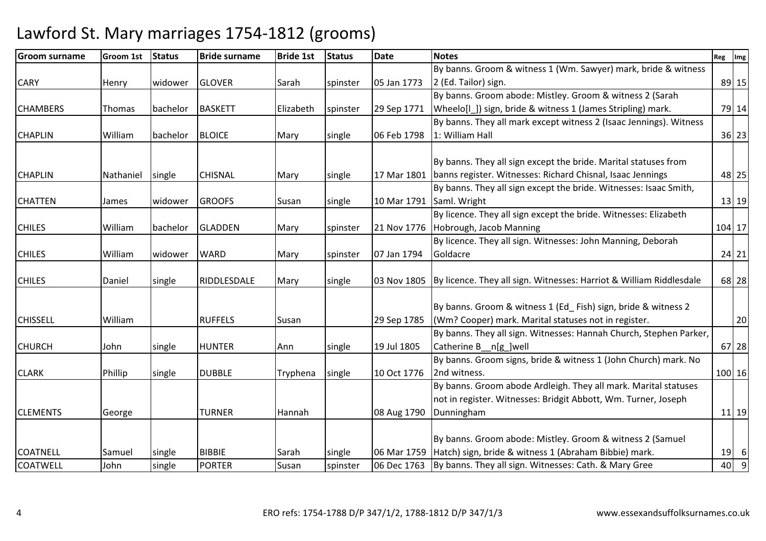# Lawford St. Mary marriages 1754-1812 (grooms)

| Groom surname | Groom 1st | Status | Bride surname | Bride 1st | Status | Date | Notes | Reg | Img |
|---|---|---|---|---|---|---|---|---|---|
| CARY | Henry | widower | GLOVER | Sarah | spinster | 05 Jan 1773 | By banns. Groom & witness 1 (Wm. Sawyer) mark, bride & witness 2 (Ed. Tailor) sign. | 89 | 15 |
| CHAMBERS | Thomas | bachelor | BASKETT | Elizabeth | spinster | 29 Sep 1771 | By banns. Groom abode: Mistley. Groom & witness 2 (Sarah Wheelo[l_]) sign, bride & witness 1 (James Stripling) mark. | 79 | 14 |
| CHAPLIN | William | bachelor | BLOICE | Mary | single | 06 Feb 1798 | By banns. They all mark except witness 2 (Isaac Jennings). Witness 1: William Hall | 36 | 23 |
| CHAPLIN | Nathaniel | single | CHISNAL | Mary | single | 17 Mar 1801 | By banns. They all sign except the bride. Marital statuses from banns register. Witnesses: Richard Chisnal, Isaac Jennings | 48 | 25 |
| CHATTEN | James | widower | GROOFS | Susan | single | 10 Mar 1791 | By banns. They all sign except the bride. Witnesses: Isaac Smith, Saml. Wright | 13 | 19 |
| CHILES | William | bachelor | GLADDEN | Mary | spinster | 21 Nov 1776 | By licence. They all sign except the bride. Witnesses: Elizabeth Hobrough, Jacob Manning | 104 | 17 |
| CHILES | William | widower | WARD | Mary | spinster | 07 Jan 1794 | By licence. They all sign. Witnesses: John Manning, Deborah Goldacre | 24 | 21 |
| CHILES | Daniel | single | RIDDLESDALE | Mary | single | 03 Nov 1805 | By licence. They all sign. Witnesses: Harriot & William Riddlesdale | 68 | 28 |
| CHISSELL | William | | RUFFELS | Susan | | 29 Sep 1785 | By banns. Groom & witness 1 (Ed_ Fish) sign, bride & witness 2 (Wm? Cooper) mark. Marital statuses not in register. | | 20 |
| CHURCH | John | single | HUNTER | Ann | single | 19 Jul 1805 | By banns. They all sign. Witnesses: Hannah Church, Stephen Parker, Catherine B__n[g_]well | 67 | 28 |
| CLARK | Phillip | single | DUBBLE | Tryphena | single | 10 Oct 1776 | By banns. Groom signs, bride & witness 1 (John Church) mark. No 2nd witness. | 100 | 16 |
| CLEMENTS | George | | TURNER | Hannah | | 08 Aug 1790 | By banns. Groom abode Ardleigh. They all mark. Marital statuses not in register. Witnesses: Bridgit Abbott, Wm. Turner, Joseph Dunningham | 11 | 19 |
| COATNELL | Samuel | single | BIBBIE | Sarah | single | 06 Mar 1759 | By banns. Groom abode: Mistley. Groom & witness 2 (Samuel Hatch) sign, bride & witness 1 (Abraham Bibbie) mark. | 19 | 6 |
| COATWELL | John | single | PORTER | Susan | spinster | 06 Dec 1763 | By banns. They all sign. Witnesses: Cath. & Mary Gree | 40 | 9 |

ERO refs: 1754-1788 D/P 347/1/2, 1788-1812 D/P 347/1/3 www.essexandsuffolksurnames.co.uk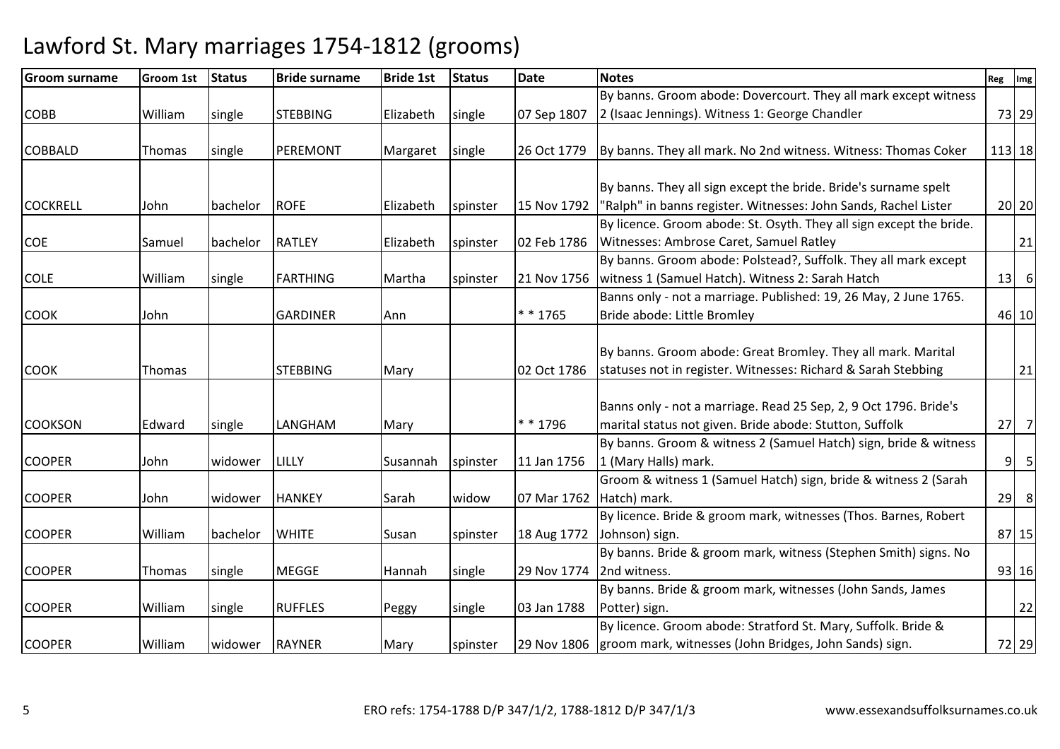# Lawford St. Mary marriages 1754-1812 (grooms)

| Groom surname | Groom 1st | Status | Bride surname | Bride 1st | Status | Date | Notes | Reg | Img |
|---|---|---|---|---|---|---|---|---|---|
| COBB | William | single | STEBBING | Elizabeth | single | 07 Sep 1807 | By banns. Groom abode: Dovercourt. They all mark except witness 2 (Isaac Jennings). Witness 1: George Chandler | 73 | 29 |
| COBBALD | Thomas | single | PEREMONT | Margaret | single | 26 Oct 1779 | By banns. They all mark. No 2nd witness. Witness: Thomas Coker | 113 | 18 |
| COCKRELL | John | bachelor | ROFE | Elizabeth | spinster | 15 Nov 1792 | By banns. They all sign except the bride. Bride's surname spelt "Ralph" in banns register. Witnesses: John Sands, Rachel Lister | 20 | 20 |
| COE | Samuel | bachelor | RATLEY | Elizabeth | spinster | 02 Feb 1786 | By licence. Groom abode: St. Osyth. They all sign except the bride. Witnesses: Ambrose Caret, Samuel Ratley | | 21 |
| COLE | William | single | FARTHING | Martha | spinster | 21 Nov 1756 | By banns. Groom abode: Polstead?, Suffolk. They all mark except witness 1 (Samuel Hatch). Witness 2: Sarah Hatch | 13 | 6 |
| COOK | John | | GARDINER | Ann | | * * 1765 | Banns only - not a marriage. Published: 19, 26 May, 2 June 1765. Bride abode: Little Bromley | 46 | 10 |
| COOK | Thomas | | STEBBING | Mary | | 02 Oct 1786 | By banns. Groom abode: Great Bromley. They all mark. Marital statuses not in register. Witnesses: Richard & Sarah Stebbing | | 21 |
| COOKSON | Edward | single | LANGHAM | Mary | | * * 1796 | Banns only - not a marriage. Read 25 Sep, 2, 9 Oct 1796. Bride's marital status not given. Bride abode: Stutton, Suffolk | 27 | 7 |
| COOPER | John | widower | LILLY | Susannah | spinster | 11 Jan 1756 | By banns. Groom & witness 2 (Samuel Hatch) sign, bride & witness 1 (Mary Halls) mark. | 9 | 5 |
| COOPER | John | widower | HANKEY | Sarah | widow | 07 Mar 1762 | Groom & witness 1 (Samuel Hatch) sign, bride & witness 2 (Sarah Hatch) mark. | 29 | 8 |
| COOPER | William | bachelor | WHITE | Susan | spinster | 18 Aug 1772 | By licence. Bride & groom mark, witnesses (Thos. Barnes, Robert Johnson) sign. | 87 | 15 |
| COOPER | Thomas | single | MEGGE | Hannah | single | 29 Nov 1774 | By banns. Bride & groom mark, witness (Stephen Smith) signs. No 2nd witness. | 93 | 16 |
| COOPER | William | single | RUFFLES | Peggy | single | 03 Jan 1788 | By banns. Bride & groom mark, witnesses (John Sands, James Potter) sign. | | 22 |
| COOPER | William | widower | RAYNER | Mary | spinster | 29 Nov 1806 | By licence. Groom abode: Stratford St. Mary, Suffolk. Bride & groom mark, witnesses (John Bridges, John Sands) sign. | 72 | 29 |

ERO refs: 1754-1788 D/P 347/1/2, 1788-1812 D/P 347/1/3 www.essexandsuffolksurnames.co.uk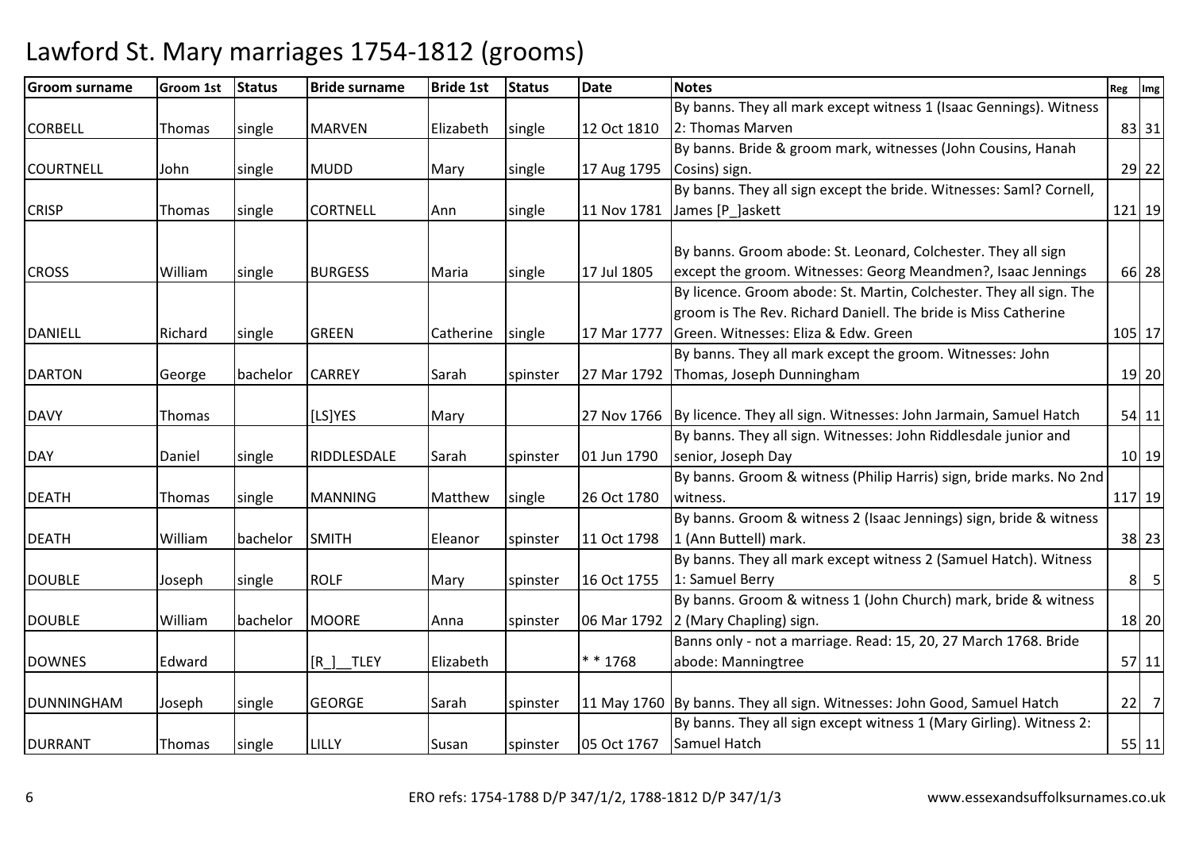# Lawford St. Mary marriages 1754-1812 (grooms)

| Groom surname | Groom 1st | Status | Bride surname | Bride 1st | Status | Date | Notes | Reg | Img |
|---|---|---|---|---|---|---|---|---|---|
| CORBELL | Thomas | single | MARVEN | Elizabeth | single | 12 Oct 1810 | By banns. They all mark except witness 1 (Isaac Gennings). Witness 2: Thomas Marven | 83 | 31 |
| COURTNELL | John | single | MUDD | Mary | single | 17 Aug 1795 | By banns. Bride & groom mark, witnesses (John Cousins, Hanah Cosins) sign. | 29 | 22 |
| CRISP | Thomas | single | CORTNELL | Ann | single | 11 Nov 1781 | By banns. They all sign except the bride. Witnesses: Saml? Cornell, James [P_]askett | 121 | 19 |
| CROSS | William | single | BURGESS | Maria | single | 17 Jul 1805 | By banns. Groom abode: St. Leonard, Colchester. They all sign except the groom. Witnesses: Georg Meandmen?, Isaac Jennings | 66 | 28 |
| DANIELL | Richard | single | GREEN | Catherine | single | 17 Mar 1777 | By licence. Groom abode: St. Martin, Colchester. They all sign. The groom is The Rev. Richard Daniell. The bride is Miss Catherine Green. Witnesses: Eliza & Edw. Green | 105 | 17 |
| DARTON | George | bachelor | CARREY | Sarah | spinster | 27 Mar 1792 | By banns. They all mark except the groom. Witnesses: John Thomas, Joseph Dunningham | 19 | 20 |
| DAVY | Thomas | | [LS]YES | Mary | | 27 Nov 1766 | By licence. They all sign. Witnesses: John Jarmain, Samuel Hatch | 54 | 11 |
| DAY | Daniel | single | RIDDLESDALE | Sarah | spinster | 01 Jun 1790 | By banns. They all sign. Witnesses: John Riddlesdale junior and senior, Joseph Day | 10 | 19 |
| DEATH | Thomas | single | MANNING | Matthew | single | 26 Oct 1780 | By banns. Groom & witness (Philip Harris) sign, bride marks. No 2nd witness. | 117 | 19 |
| DEATH | William | bachelor | SMITH | Eleanor | spinster | 11 Oct 1798 | By banns. Groom & witness 2 (Isaac Jennings) sign, bride & witness 1 (Ann Buttell) mark. | 38 | 23 |
| DOUBLE | Joseph | single | ROLF | Mary | spinster | 16 Oct 1755 | By banns. They all mark except witness 2 (Samuel Hatch). Witness 1: Samuel Berry | 8 | 5 |
| DOUBLE | William | bachelor | MOORE | Anna | spinster | 06 Mar 1792 | By banns. Groom & witness 1 (John Church) mark, bride & witness 2 (Mary Chapling) sign. | 18 | 20 |
| DOWNES | Edward | | [R_]__TLEY | Elizabeth | | * * 1768 | Banns only - not a marriage. Read: 15, 20, 27 March 1768. Bride abode: Manningtree | 57 | 11 |
| DUNNINGHAM | Joseph | single | GEORGE | Sarah | spinster | 11 May 1760 | By banns. They all sign. Witnesses: John Good, Samuel Hatch | 22 | 7 |
| DURRANT | Thomas | single | LILLY | Susan | spinster | 05 Oct 1767 | By banns. They all sign except witness 1 (Mary Girling). Witness 2: Samuel Hatch | 55 | 11 |

ERO refs: 1754-1788 D/P 347/1/2, 1788-1812 D/P 347/1/3 — www.essexandsuffolksurnames.co.uk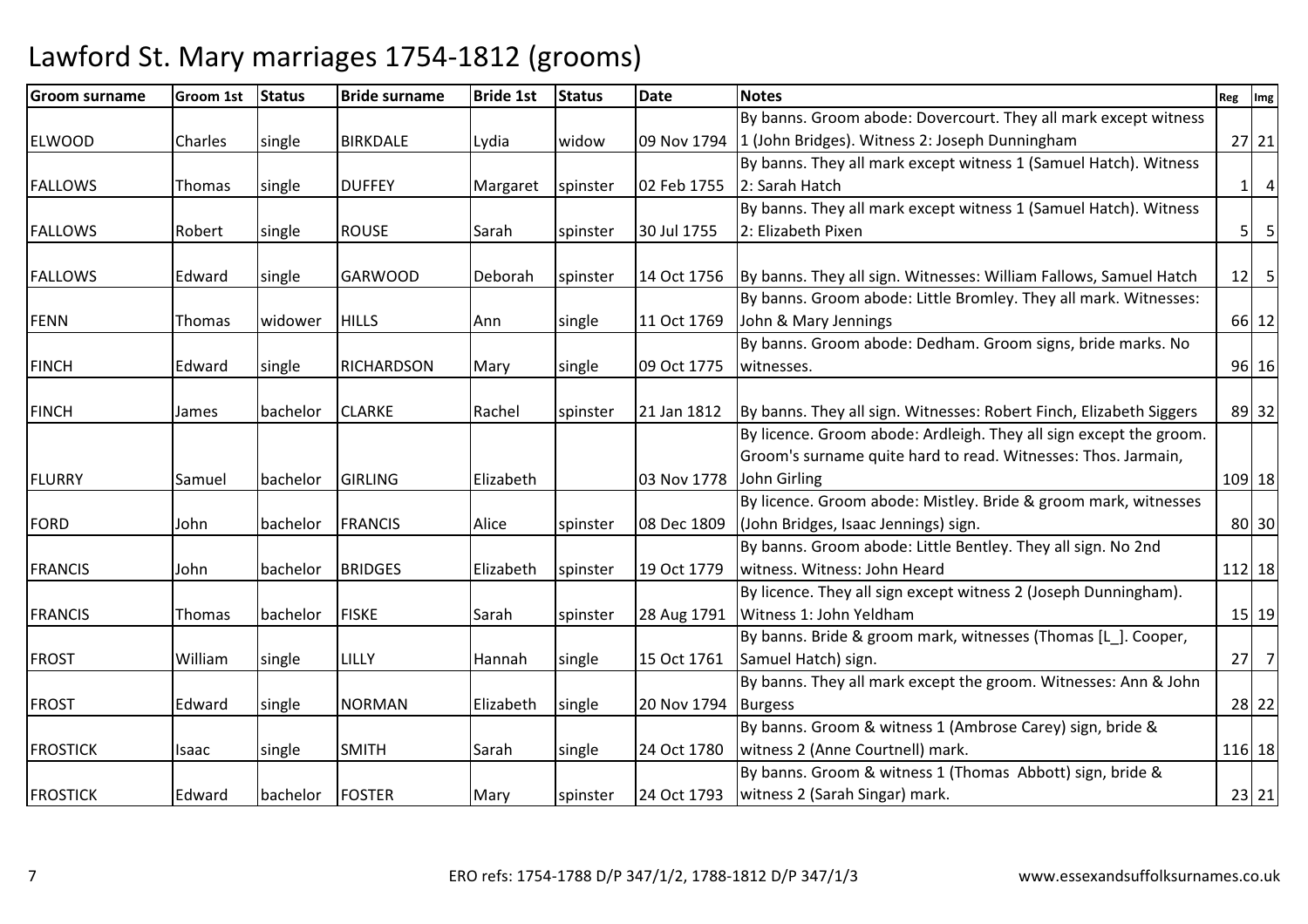# Lawford St. Mary marriages 1754-1812 (grooms)

| Groom surname | Groom 1st | Status | Bride surname | Bride 1st | Status | Date | Notes | Reg | Img |
|---|---|---|---|---|---|---|---|---|---|
| ELWOOD | Charles | single | BIRKDALE | Lydia | widow | 09 Nov 1794 | By banns. Groom abode: Dovercourt. They all mark except witness 1 (John Bridges). Witness 2: Joseph Dunningham | 27 | 21 |
| FALLOWS | Thomas | single | DUFFEY | Margaret | spinster | 02 Feb 1755 | By banns. They all mark except witness 1 (Samuel Hatch). Witness 2: Sarah Hatch | 1 | 4 |
| FALLOWS | Robert | single | ROUSE | Sarah | spinster | 30 Jul 1755 | By banns. They all mark except witness 1 (Samuel Hatch). Witness 2: Elizabeth Pixen | 5 | 5 |
| FALLOWS | Edward | single | GARWOOD | Deborah | spinster | 14 Oct 1756 | By banns. They all sign. Witnesses: William Fallows, Samuel Hatch | 12 | 5 |
| FENN | Thomas | widower | HILLS | Ann | single | 11 Oct 1769 | By banns. Groom abode: Little Bromley. They all mark. Witnesses: John & Mary Jennings | 66 | 12 |
| FINCH | Edward | single | RICHARDSON | Mary | single | 09 Oct 1775 | By banns. Groom abode: Dedham. Groom signs, bride marks. No witnesses. | 96 | 16 |
| FINCH | James | bachelor | CLARKE | Rachel | spinster | 21 Jan 1812 | By banns. They all sign. Witnesses: Robert Finch, Elizabeth Siggers | 89 | 32 |
| FLURRY | Samuel | bachelor | GIRLING | Elizabeth | | 03 Nov 1778 | By licence. Groom abode: Ardleigh. They all sign except the groom. Groom's surname quite hard to read. Witnesses: Thos. Jarmain, John Girling | 109 | 18 |
| FORD | John | bachelor | FRANCIS | Alice | spinster | 08 Dec 1809 | By licence. Groom abode: Mistley. Bride & groom mark, witnesses (John Bridges, Isaac Jennings) sign. | 80 | 30 |
| FRANCIS | John | bachelor | BRIDGES | Elizabeth | spinster | 19 Oct 1779 | By banns. Groom abode: Little Bentley. They all sign. No 2nd witness. Witness: John Heard | 112 | 18 |
| FRANCIS | Thomas | bachelor | FISKE | Sarah | spinster | 28 Aug 1791 | By licence. They all sign except witness 2 (Joseph Dunningham). Witness 1: John Yeldham | 15 | 19 |
| FROST | William | single | LILLY | Hannah | single | 15 Oct 1761 | By banns. Bride & groom mark, witnesses (Thomas [L_]. Cooper, Samuel Hatch) sign. | 27 | 7 |
| FROST | Edward | single | NORMAN | Elizabeth | single | 20 Nov 1794 | By banns. They all mark except the groom. Witnesses: Ann & John Burgess | 28 | 22 |
| FROSTICK | Isaac | single | SMITH | Sarah | single | 24 Oct 1780 | By banns. Groom & witness 1 (Ambrose Carey) sign, bride & witness 2 (Anne Courtnell) mark. | 116 | 18 |
| FROSTICK | Edward | bachelor | FOSTER | Mary | spinster | 24 Oct 1793 | By banns. Groom & witness 1 (Thomas Abbott) sign, bride & witness 2 (Sarah Singar) mark. | 23 | 21 |

ERO refs: 1754-1788 D/P 347/1/2, 1788-1812 D/P 347/1/3 www.essexandsuffolksurnames.co.uk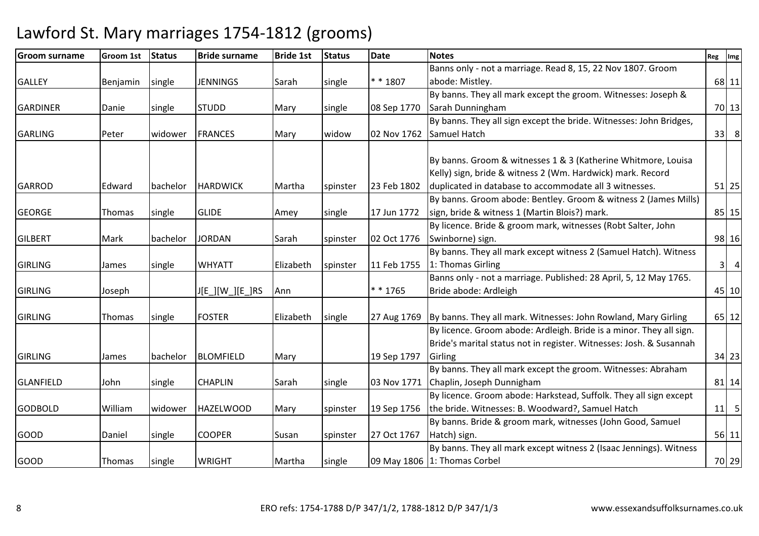# Lawford St. Mary marriages 1754-1812 (grooms)

| Groom surname | Groom 1st | Status | Bride surname | Bride 1st | Status | Date | Notes | Reg | Img |
|---|---|---|---|---|---|---|---|---|---|
| GALLEY | Benjamin | single | JENNINGS | Sarah | single | * * 1807 | Banns only - not a marriage. Read 8, 15, 22 Nov 1807. Groom abode: Mistley. | 68 | 11 |
| GARDINER | Danie | single | STUDD | Mary | single | 08 Sep 1770 | By banns. They all mark except the groom. Witnesses: Joseph & Sarah Dunningham | 70 | 13 |
| GARLING | Peter | widower | FRANCES | Mary | widow | 02 Nov 1762 | By banns. They all sign except the bride. Witnesses: John Bridges, Samuel Hatch | 33 | 8 |
| GARROD | Edward | bachelor | HARDWICK | Martha | spinster | 23 Feb 1802 | By banns. Groom & witnesses 1 & 3 (Katherine Whitmore, Louisa Kelly) sign, bride & witness 2 (Wm. Hardwick) mark. Record duplicated in database to accommodate all 3 witnesses. | 51 | 25 |
| GEORGE | Thomas | single | GLIDE | Amey | single | 17 Jun 1772 | By banns. Groom abode: Bentley. Groom & witness 2 (James Mills) sign, bride & witness 1 (Martin Blois?) mark. | 85 | 15 |
| GILBERT | Mark | bachelor | JORDAN | Sarah | spinster | 02 Oct 1776 | By licence. Bride & groom mark, witnesses (Robt Salter, John Swinborne) sign. | 98 | 16 |
| GIRLING | James | single | WHYATT | Elizabeth | spinster | 11 Feb 1755 | By banns. They all mark except witness 2 (Samuel Hatch). Witness 1: Thomas Girling | 3 | 4 |
| GIRLING | Joseph | | J[E_][W_][E_]RS | Ann | | * * 1765 | Banns only - not a marriage. Published: 28 April, 5, 12 May 1765. Bride abode: Ardleigh | 45 | 10 |
| GIRLING | Thomas | single | FOSTER | Elizabeth | single | 27 Aug 1769 | By banns. They all mark. Witnesses: John Rowland, Mary Girling | 65 | 12 |
| GIRLING | James | bachelor | BLOMFIELD | Mary | | 19 Sep 1797 | By licence. Groom abode: Ardleigh. Bride is a minor. They all sign. Bride's marital status not in register. Witnesses: Josh. & Susannah Girling | 34 | 23 |
| GLANFIELD | John | single | CHAPLIN | Sarah | single | 03 Nov 1771 | By banns. They all mark except the groom. Witnesses: Abraham Chaplin, Joseph Dunnigham | 81 | 14 |
| GODBOLD | William | widower | HAZELWOOD | Mary | spinster | 19 Sep 1756 | By licence. Groom abode: Harkstead, Suffolk. They all sign except the bride. Witnesses: B. Woodward?, Samuel Hatch | 11 | 5 |
| GOOD | Daniel | single | COOPER | Susan | spinster | 27 Oct 1767 | By banns. Bride & groom mark, witnesses (John Good, Samuel Hatch) sign. | 56 | 11 |
| GOOD | Thomas | single | WRIGHT | Martha | single | 09 May 1806 | By banns. They all mark except witness 2 (Isaac Jennings). Witness 1: Thomas Corbel | 70 | 29 |

ERO refs: 1754-1788 D/P 347/1/2, 1788-1812 D/P 347/1/3 www.essexandsuffolksurnames.co.uk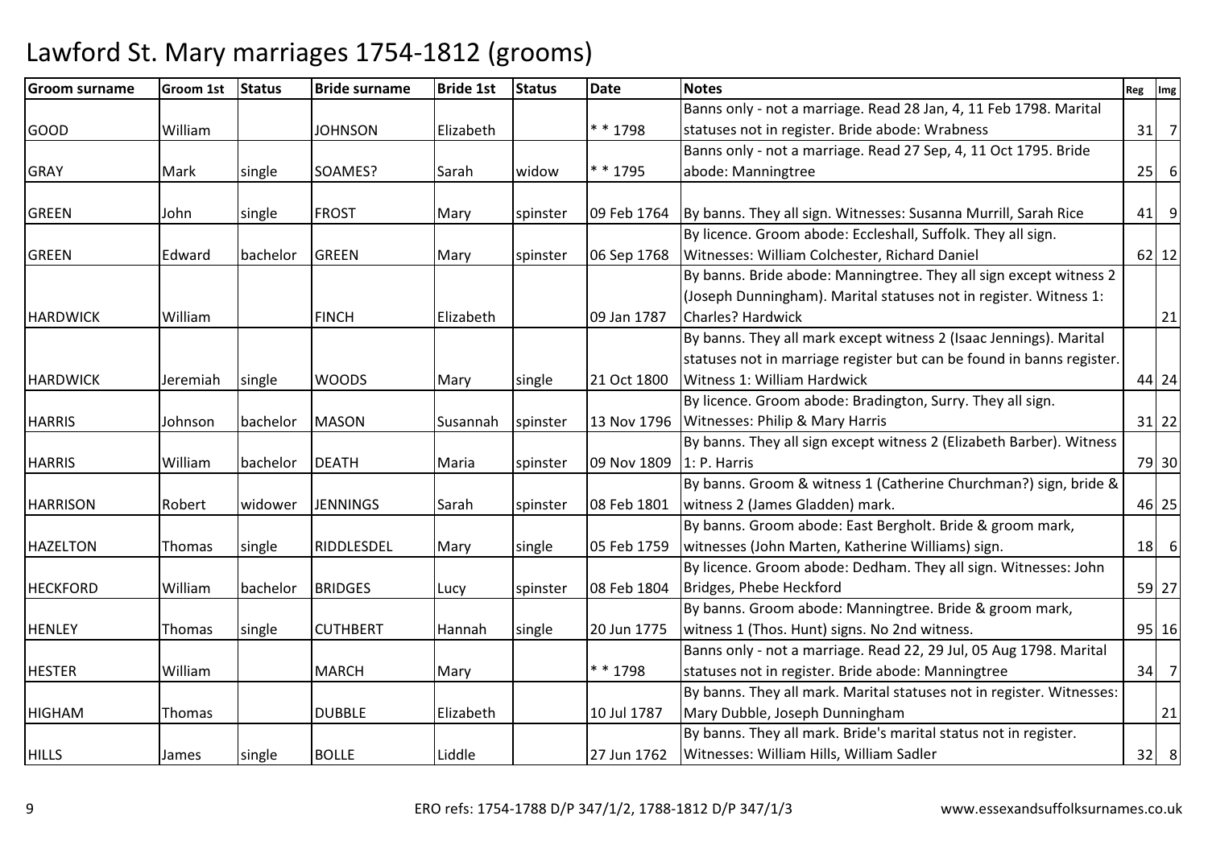# Lawford St. Mary marriages 1754-1812 (grooms)

| Groom surname | Groom 1st | Status | Bride surname | Bride 1st | Status | Date | Notes | Reg | Img |
|---|---|---|---|---|---|---|---|---|---|
| GOOD | William | | JOHNSON | Elizabeth | | * * 1798 | Banns only - not a marriage. Read 28 Jan, 4, 11 Feb 1798. Marital statuses not in register. Bride abode: Wrabness | 31 | 7 |
| GRAY | Mark | single | SOAMES? | Sarah | widow | * * 1795 | Banns only - not a marriage. Read 27 Sep, 4, 11 Oct 1795. Bride abode: Manningtree | 25 | 6 |
| GREEN | John | single | FROST | Mary | spinster | 09 Feb 1764 | By banns. They all sign. Witnesses: Susanna Murrill, Sarah Rice | 41 | 9 |
| GREEN | Edward | bachelor | GREEN | Mary | spinster | 06 Sep 1768 | By licence. Groom abode: Eccleshall, Suffolk. They all sign. Witnesses: William Colchester, Richard Daniel | 62 | 12 |
| HARDWICK | William | | FINCH | Elizabeth | | 09 Jan 1787 | By banns. Bride abode: Manningtree. They all sign except witness 2 (Joseph Dunningham). Marital statuses not in register. Witness 1: Charles? Hardwick | | 21 |
| HARDWICK | Jeremiah | single | WOODS | Mary | single | 21 Oct 1800 | By banns. They all mark except witness 2 (Isaac Jennings). Marital statuses not in marriage register but can be found in banns register. Witness 1: William Hardwick | 44 | 24 |
| HARRIS | Johnson | bachelor | MASON | Susannah | spinster | 13 Nov 1796 | By licence. Groom abode: Bradington, Surry. They all sign. Witnesses: Philip & Mary Harris | 31 | 22 |
| HARRIS | William | bachelor | DEATH | Maria | spinster | 09 Nov 1809 | By banns. They all sign except witness 2 (Elizabeth Barber). Witness 1: P. Harris | 79 | 30 |
| HARRISON | Robert | widower | JENNINGS | Sarah | spinster | 08 Feb 1801 | By banns. Groom & witness 1 (Catherine Churchman?) sign, bride & witness 2 (James Gladden) mark. | 46 | 25 |
| HAZELTON | Thomas | single | RIDDLESDEL | Mary | single | 05 Feb 1759 | By banns. Groom abode: East Bergholt. Bride & groom mark, witnesses (John Marten, Katherine Williams) sign. | 18 | 6 |
| HECKFORD | William | bachelor | BRIDGES | Lucy | spinster | 08 Feb 1804 | By licence. Groom abode: Dedham. They all sign. Witnesses: John Bridges, Phebe Heckford | 59 | 27 |
| HENLEY | Thomas | single | CUTHBERT | Hannah | single | 20 Jun 1775 | By banns. Groom abode: Manningtree. Bride & groom mark, witness 1 (Thos. Hunt) signs. No 2nd witness. | 95 | 16 |
| HESTER | William | | MARCH | Mary | | * * 1798 | Banns only - not a marriage. Read 22, 29 Jul, 05 Aug 1798. Marital statuses not in register. Bride abode: Manningtree | 34 | 7 |
| HIGHAM | Thomas | | DUBBLE | Elizabeth | | 10 Jul 1787 | By banns. They all mark. Marital statuses not in register. Witnesses: Mary Dubble, Joseph Dunningham | | 21 |
| HILLS | James | single | BOLLE | Liddle | | 27 Jun 1762 | By banns. They all mark. Bride's marital status not in register. Witnesses: William Hills, William Sadler | 32 | 8 |

ERO refs: 1754-1788 D/P 347/1/2, 1788-1812 D/P 347/1/3 www.essexandsuffolksurnames.co.uk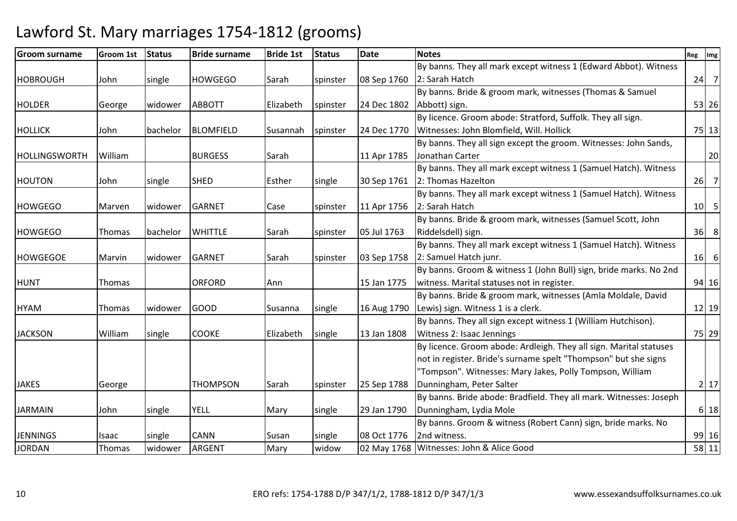# Lawford St. Mary marriages 1754-1812 (grooms)

| Groom surname | Groom 1st | Status | Bride surname | Bride 1st | Status | Date | Notes | Reg | Img |
|---|---|---|---|---|---|---|---|---|---|
| HOBROUGH | John | single | HOWGEGO | Sarah | spinster | 08 Sep 1760 | By banns. They all mark except witness 1 (Edward Abbot). Witness 2: Sarah Hatch | 24 | 7 |
| HOLDER | George | widower | ABBOTT | Elizabeth | spinster | 24 Dec 1802 | By banns. Bride & groom mark, witnesses (Thomas & Samuel Abbott) sign. | 53 | 26 |
| HOLLICK | John | bachelor | BLOMFIELD | Susannah | spinster | 24 Dec 1770 | By licence. Groom abode: Stratford, Suffolk. They all sign. Witnesses: John Blomfield, Will. Hollick | 75 | 13 |
| HOLLINGSWORTH | William | | BURGESS | Sarah | | 11 Apr 1785 | By banns. They all sign except the groom. Witnesses: John Sands, Jonathan Carter | | 20 |
| HOUTON | John | single | SHED | Esther | single | 30 Sep 1761 | By banns. They all mark except witness 1 (Samuel Hatch). Witness 2: Thomas Hazelton | 26 | 7 |
| HOWGEGO | Marven | widower | GARNET | Case | spinster | 11 Apr 1756 | By banns. They all mark except witness 1 (Samuel Hatch). Witness 2: Sarah Hatch | 10 | 5 |
| HOWGEGO | Thomas | bachelor | WHITTLE | Sarah | spinster | 05 Jul 1763 | By banns. Bride & groom mark, witnesses (Samuel Scott, John Riddelsdell) sign. | 36 | 8 |
| HOWGEGOE | Marvin | widower | GARNET | Sarah | spinster | 03 Sep 1758 | By banns. They all mark except witness 1 (Samuel Hatch). Witness 2: Samuel Hatch junr. | 16 | 6 |
| HUNT | Thomas | | ORFORD | Ann | | 15 Jan 1775 | By banns. Groom & witness 1 (John Bull) sign, bride marks. No 2nd witness. Marital statuses not in register. | 94 | 16 |
| HYAM | Thomas | widower | GOOD | Susanna | single | 16 Aug 1790 | By banns. Bride & groom mark, witnesses (Amla Moldale, David Lewis) sign. Witness 1 is a clerk. | 12 | 19 |
| JACKSON | William | single | COOKE | Elizabeth | single | 13 Jan 1808 | By banns. They all sign except witness 1 (William Hutchison). Witness 2: Isaac Jennings | 75 | 29 |
| JAKES | George | | THOMPSON | Sarah | spinster | 25 Sep 1788 | By licence. Groom abode: Ardleigh. They all sign. Marital statuses not in register. Bride's surname spelt "Thompson" but she signs "Tompson". Witnesses: Mary Jakes, Polly Tompson, William Dunningham, Peter Salter | 2 | 17 |
| JARMAIN | John | single | YELL | Mary | single | 29 Jan 1790 | By banns. Bride abode: Bradfield. They all mark. Witnesses: Joseph Dunningham, Lydia Mole | 6 | 18 |
| JENNINGS | Isaac | single | CANN | Susan | single | 08 Oct 1776 | By banns. Groom & witness (Robert Cann) sign, bride marks. No 2nd witness. | 99 | 16 |
| JORDAN | Thomas | widower | ARGENT | Mary | widow | 02 May 1768 | Witnesses: John & Alice Good | 58 | 11 |

ERO refs: 1754-1788 D/P 347/1/2, 1788-1812 D/P 347/1/3

www.essexandsuffolksurnames.co.uk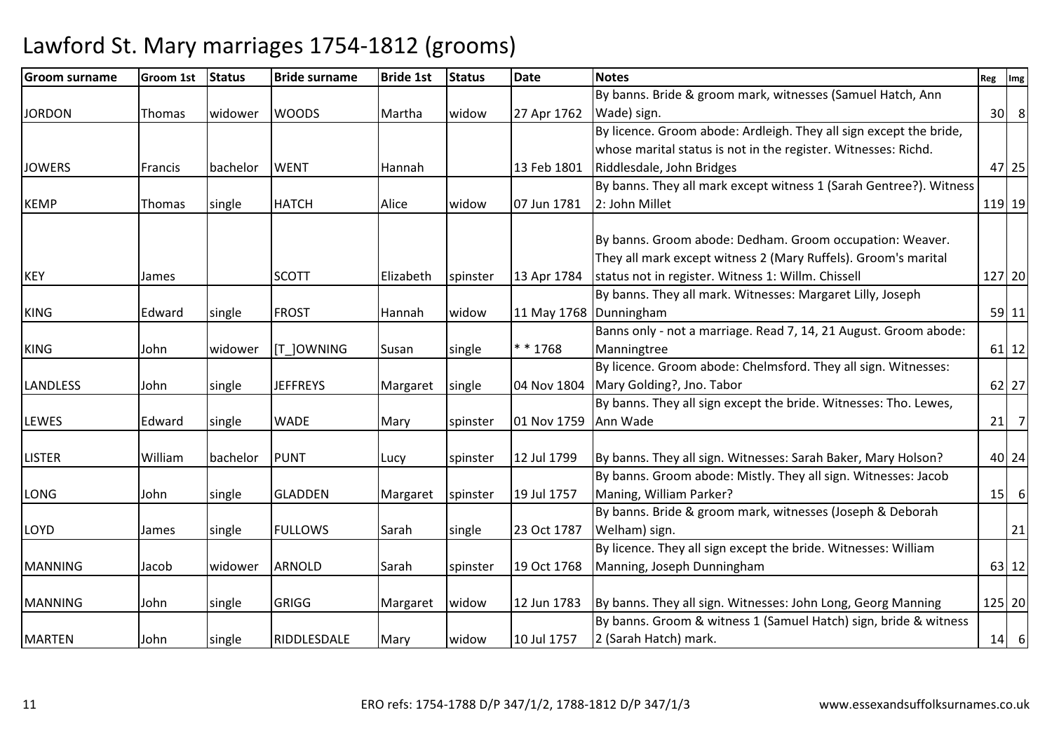# Lawford St. Mary marriages 1754-1812 (grooms)

| Groom surname | Groom 1st | Status | Bride surname | Bride 1st | Status | Date | Notes | Reg | Img |
|---|---|---|---|---|---|---|---|---|---|
| JORDON | Thomas | widower | WOODS | Martha | widow | 27 Apr 1762 | By banns. Bride & groom mark, witnesses (Samuel Hatch, Ann Wade) sign. | 30 | 8 |
| JOWERS | Francis | bachelor | WENT | Hannah | | 13 Feb 1801 | By licence. Groom abode: Ardleigh. They all sign except the bride, whose marital status is not in the register. Witnesses: Richd. Riddlesdale, John Bridges | 47 | 25 |
| KEMP | Thomas | single | HATCH | Alice | widow | 07 Jun 1781 | By banns. They all mark except witness 1 (Sarah Gentree?). Witness 2: John Millet | 119 | 19 |
| KEY | James | | SCOTT | Elizabeth | spinster | 13 Apr 1784 | By banns. Groom abode: Dedham. Groom occupation: Weaver. They all mark except witness 2 (Mary Ruffels). Groom's marital status not in register. Witness 1: Willm. Chissell | 127 | 20 |
| KING | Edward | single | FROST | Hannah | widow | 11 May 1768 | By banns. They all mark. Witnesses: Margaret Lilly, Joseph Dunningham | 59 | 11 |
| KING | John | widower | [T_]OWNING | Susan | single | * * 1768 | Banns only - not a marriage. Read 7, 14, 21 August. Groom abode: Manningtree | 61 | 12 |
| LANDLESS | John | single | JEFFREYS | Margaret | single | 04 Nov 1804 | By licence. Groom abode: Chelmsford. They all sign. Witnesses: Mary Golding?, Jno. Tabor | 62 | 27 |
| LEWES | Edward | single | WADE | Mary | spinster | 01 Nov 1759 | By banns. They all sign except the bride. Witnesses: Tho. Lewes, Ann Wade | 21 | 7 |
| LISTER | William | bachelor | PUNT | Lucy | spinster | 12 Jul 1799 | By banns. They all sign. Witnesses: Sarah Baker, Mary Holson? | 40 | 24 |
| LONG | John | single | GLADDEN | Margaret | spinster | 19 Jul 1757 | By banns. Groom abode: Mistly. They all sign. Witnesses: Jacob Maning, William Parker? | 15 | 6 |
| LOYD | James | single | FULLOWS | Sarah | single | 23 Oct 1787 | By banns. Bride & groom mark, witnesses (Joseph & Deborah Welham) sign. | | 21 |
| MANNING | Jacob | widower | ARNOLD | Sarah | spinster | 19 Oct 1768 | By licence. They all sign except the bride. Witnesses: William Manning, Joseph Dunningham | 63 | 12 |
| MANNING | John | single | GRIGG | Margaret | widow | 12 Jun 1783 | By banns. They all sign. Witnesses: John Long, Georg Manning | 125 | 20 |
| MARTEN | John | single | RIDDLESDALE | Mary | widow | 10 Jul 1757 | By banns. Groom & witness 1 (Samuel Hatch) sign, bride & witness 2 (Sarah Hatch) mark. | 14 | 6 |

ERO refs: 1754-1788 D/P 347/1/2, 1788-1812 D/P 347/1/3 www.essexandsuffolksurnames.co.uk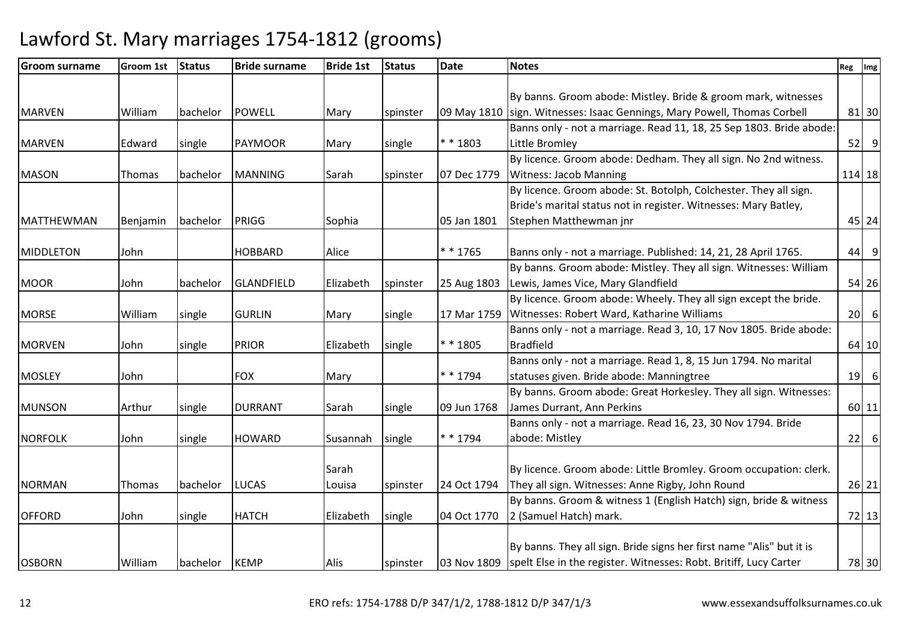# Lawford St. Mary marriages 1754-1812 (grooms)

| Groom surname | Groom 1st | Status | Bride surname | Bride 1st | Status | Date | Notes | Reg | Img |
|---|---|---|---|---|---|---|---|---|---|
| MARVEN | William | bachelor | POWELL | Mary | spinster | 09 May 1810 | By banns. Groom abode: Mistley. Bride & groom mark, witnesses sign. Witnesses: Isaac Gennings, Mary Powell, Thomas Corbell | 81 | 30 |
| MARVEN | Edward | single | PAYMOOR | Mary | single | * * 1803 | Banns only - not a marriage. Read 11, 18, 25 Sep 1803. Bride abode: Little Bromley | 52 | 9 |
| MASON | Thomas | bachelor | MANNING | Sarah | spinster | 07 Dec 1779 | By licence. Groom abode: Dedham. They all sign. No 2nd witness. Witness: Jacob Manning | 114 | 18 |
| MATTHEWMAN | Benjamin | bachelor | PRIGG | Sophia | | 05 Jan 1801 | By licence. Groom abode: St. Botolph, Colchester. They all sign. Bride's marital status not in register. Witnesses: Mary Batley, Stephen Matthewman jnr | 45 | 24 |
| MIDDLETON | John | | HOBBARD | Alice | | * * 1765 | Banns only - not a marriage. Published: 14, 21, 28 April 1765. | 44 | 9 |
| MOOR | John | bachelor | GLANDFIELD | Elizabeth | spinster | 25 Aug 1803 | By banns. Groom abode: Mistley. They all sign. Witnesses: William Lewis, James Vice, Mary Glandfield | 54 | 26 |
| MORSE | William | single | GURLIN | Mary | single | 17 Mar 1759 | By licence. Groom abode: Wheely. They all sign except the bride. Witnesses: Robert Ward, Katharine Williams | 20 | 6 |
| MORVEN | John | single | PRIOR | Elizabeth | single | * * 1805 | Banns only - not a marriage. Read 3, 10, 17 Nov 1805. Bride abode: Bradfield | 64 | 10 |
| MOSLEY | John | | FOX | Mary | | * * 1794 | Banns only - not a marriage. Read 1, 8, 15 Jun 1794. No marital statuses given. Bride abode: Manningtree | 19 | 6 |
| MUNSON | Arthur | single | DURRANT | Sarah | single | 09 Jun 1768 | By banns. Groom abode: Great Horkesley. They all sign. Witnesses: James Durrant, Ann Perkins | 60 | 11 |
| NORFOLK | John | single | HOWARD | Susannah | single | * * 1794 | Banns only - not a marriage. Read 16, 23, 30 Nov 1794. Bride abode: Mistley | 22 | 6 |
| NORMAN | Thomas | bachelor | LUCAS | Sarah Louisa | spinster | 24 Oct 1794 | By licence. Groom abode: Little Bromley. Groom occupation: clerk. They all sign. Witnesses: Anne Rigby, John Round | 26 | 21 |
| OFFORD | John | single | HATCH | Elizabeth | single | 04 Oct 1770 | By banns. Groom & witness 1 (English Hatch) sign, bride & witness 2 (Samuel Hatch) mark. | 72 | 13 |
| OSBORN | William | bachelor | KEMP | Alis | spinster | 03 Nov 1809 | By banns. They all sign. Bride signs her first name "Alis" but it is spelt Else in the register. Witnesses: Robt. Britiff, Lucy Carter | 78 | 30 |

ERO refs: 1754-1788 D/P 347/1/2, 1788-1812 D/P 347/1/3 www.essexandsuffolksurnames.co.uk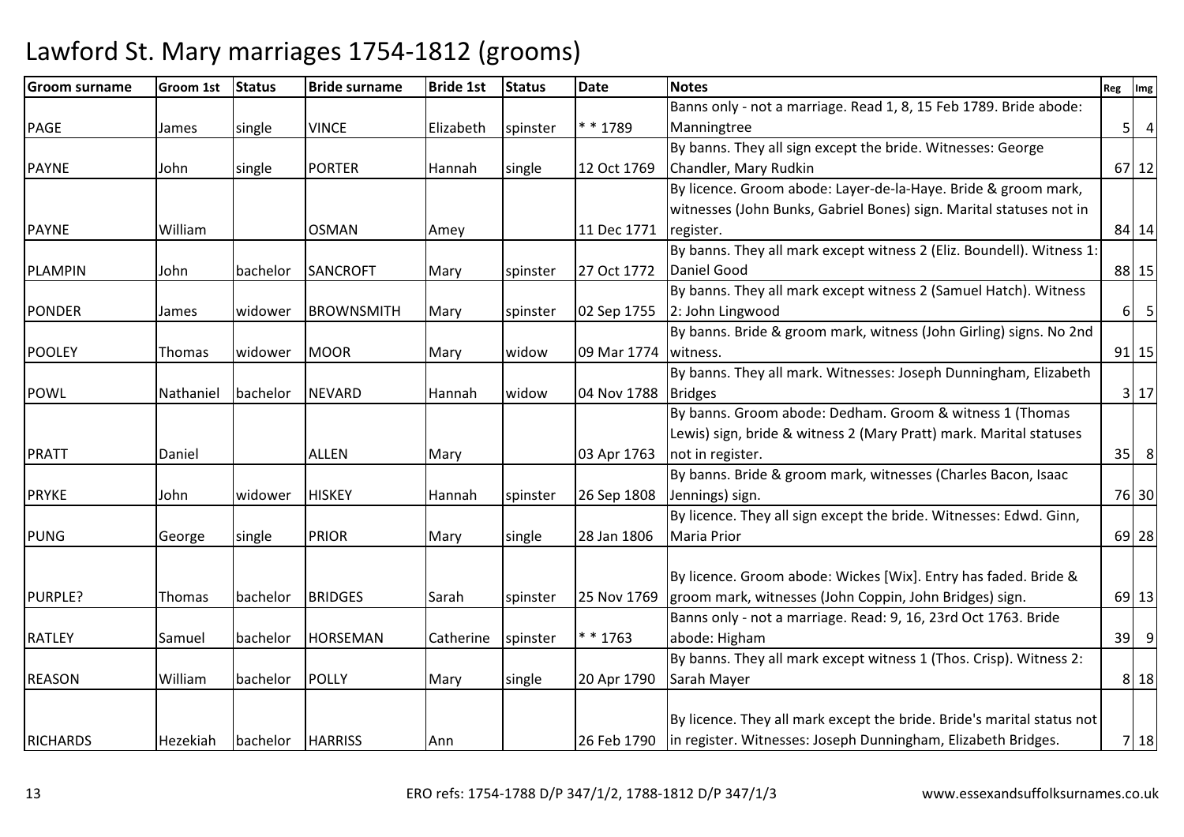# Lawford St. Mary marriages 1754-1812 (grooms)

| Groom surname | Groom 1st | Status | Bride surname | Bride 1st | Status | Date | Notes | Reg | Img |
|---|---|---|---|---|---|---|---|---|---|
| PAGE | James | single | VINCE | Elizabeth | spinster | * * 1789 | Banns only - not a marriage. Read 1, 8, 15 Feb 1789. Bride abode: Manningtree | 5 | 4 |
| PAYNE | John | single | PORTER | Hannah | single | 12 Oct 1769 | By banns. They all sign except the bride. Witnesses: George Chandler, Mary Rudkin | 67 | 12 |
| PAYNE | William | | OSMAN | Amey | | 11 Dec 1771 | By licence. Groom abode: Layer-de-la-Haye. Bride & groom mark, witnesses (John Bunks, Gabriel Bones) sign. Marital statuses not in register. | 84 | 14 |
| PLAMPIN | John | bachelor | SANCROFT | Mary | spinster | 27 Oct 1772 | By banns. They all mark except witness 2 (Eliz. Boundell). Witness 1: Daniel Good | 88 | 15 |
| PONDER | James | widower | BROWNSMITH | Mary | spinster | 02 Sep 1755 | By banns. They all mark except witness 2 (Samuel Hatch). Witness 2: John Lingwood | 6 | 5 |
| POOLEY | Thomas | widower | MOOR | Mary | widow | 09 Mar 1774 | By banns. Bride & groom mark, witness (John Girling) signs. No 2nd witness. | 91 | 15 |
| POWL | Nathaniel | bachelor | NEVARD | Hannah | widow | 04 Nov 1788 | By banns. They all mark. Witnesses: Joseph Dunningham, Elizabeth Bridges | 3 | 17 |
| PRATT | Daniel | | ALLEN | Mary | | 03 Apr 1763 | By banns. Groom abode: Dedham. Groom & witness 1 (Thomas Lewis) sign, bride & witness 2 (Mary Pratt) mark. Marital statuses not in register. | 35 | 8 |
| PRYKE | John | widower | HISKEY | Hannah | spinster | 26 Sep 1808 | By banns. Bride & groom mark, witnesses (Charles Bacon, Isaac Jennings) sign. | 76 | 30 |
| PUNG | George | single | PRIOR | Mary | single | 28 Jan 1806 | By licence. They all sign except the bride. Witnesses: Edwd. Ginn, Maria Prior | 69 | 28 |
| PURPLE? | Thomas | bachelor | BRIDGES | Sarah | spinster | 25 Nov 1769 | By licence. Groom abode: Wickes [Wix]. Entry has faded. Bride & groom mark, witnesses (John Coppin, John Bridges) sign. | 69 | 13 |
| RATLEY | Samuel | bachelor | HORSEMAN | Catherine | spinster | * * 1763 | Banns only - not a marriage. Read: 9, 16, 23rd Oct 1763. Bride abode: Higham | 39 | 9 |
| REASON | William | bachelor | POLLY | Mary | single | 20 Apr 1790 | By banns. They all mark except witness 1 (Thos. Crisp). Witness 2: Sarah Mayer | 8 | 18 |
| RICHARDS | Hezekiah | bachelor | HARRISS | Ann | | 26 Feb 1790 | By licence. They all mark except the bride. Bride's marital status not in register. Witnesses: Joseph Dunningham, Elizabeth Bridges. | 7 | 18 |

ERO refs: 1754-1788 D/P 347/1/2, 1788-1812 D/P 347/1/3 www.essexandsuffolksurnames.co.uk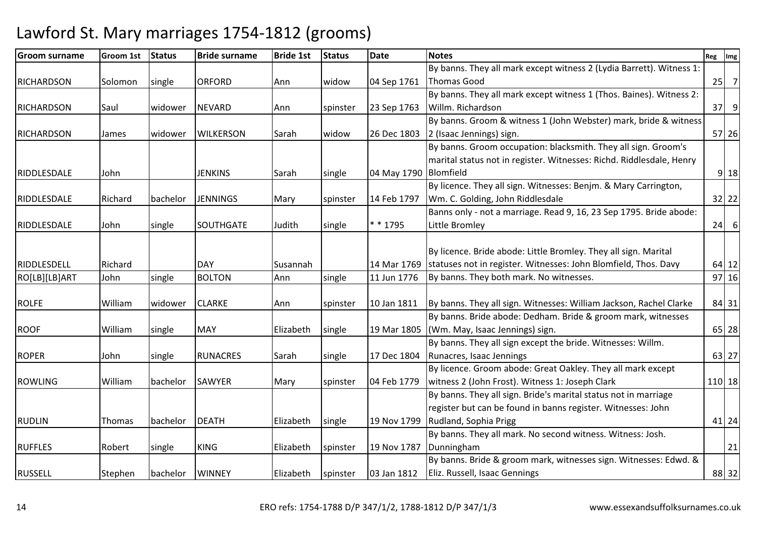# Lawford St. Mary marriages 1754-1812 (grooms)

| Groom surname | Groom 1st | Status | Bride surname | Bride 1st | Status | Date | Notes | Reg | Img |
|---|---|---|---|---|---|---|---|---|---|
| RICHARDSON | Solomon | single | ORFORD | Ann | widow | 04 Sep 1761 | By banns. They all mark except witness 2 (Lydia Barrett). Witness 1: Thomas Good | 25 | 7 |
| RICHARDSON | Saul | widower | NEVARD | Ann | spinster | 23 Sep 1763 | By banns. They all mark except witness 1 (Thos. Baines). Witness 2: Willm. Richardson | 37 | 9 |
| RICHARDSON | James | widower | WILKERSON | Sarah | widow | 26 Dec 1803 | By banns. Groom & witness 1 (John Webster) mark, bride & witness 2 (Isaac Jennings) sign. | 57 | 26 |
| RIDDLESDALE | John | | JENKINS | Sarah | single | 04 May 1790 | By banns. Groom occupation: blacksmith. They all sign. Groom's marital status not in register. Witnesses: Richd. Riddlesdale, Henry Blomfield | 9 | 18 |
| RIDDLESDALE | Richard | bachelor | JENNINGS | Mary | spinster | 14 Feb 1797 | By licence. They all sign. Witnesses: Benjm. & Mary Carrington, Wm. C. Golding, John Riddlesdale | 32 | 22 |
| RIDDLESDALE | John | single | SOUTHGATE | Judith | single | * * 1795 | Banns only - not a marriage. Read 9, 16, 23 Sep 1795. Bride abode: Little Bromley | 24 | 6 |
| RIDDLESDELL | Richard | | DAY | Susannah | | 14 Mar 1769 | By licence. Bride abode: Little Bromley. They all sign. Marital statuses not in register. Witnesses: John Blomfield, Thos. Davy | 64 | 12 |
| RO[LB][LB]ART | John | single | BOLTON | Ann | single | 11 Jun 1776 | By banns. They both mark. No witnesses. | 97 | 16 |
| ROLFE | William | widower | CLARKE | Ann | spinster | 10 Jan 1811 | By banns. They all sign. Witnesses: William Jackson, Rachel Clarke | 84 | 31 |
| ROOF | William | single | MAY | Elizabeth | single | 19 Mar 1805 | By banns. Bride abode: Dedham. Bride & groom mark, witnesses (Wm. May, Isaac Jennings) sign. | 65 | 28 |
| ROPER | John | single | RUNACRES | Sarah | single | 17 Dec 1804 | By banns. They all sign except the bride. Witnesses: Willm. Runacres, Isaac Jennings | 63 | 27 |
| ROWLING | William | bachelor | SAWYER | Mary | spinster | 04 Feb 1779 | By licence. Groom abode: Great Oakley. They all mark except witness 2 (John Frost). Witness 1: Joseph Clark | 110 | 18 |
| RUDLIN | Thomas | bachelor | DEATH | Elizabeth | single | 19 Nov 1799 | By banns. They all sign. Bride's marital status not in marriage register but can be found in banns register. Witnesses: John Rudland, Sophia Prigg | 41 | 24 |
| RUFFLES | Robert | single | KING | Elizabeth | spinster | 19 Nov 1787 | By banns. They all mark. No second witness. Witness: Josh. Dunningham | | 21 |
| RUSSELL | Stephen | bachelor | WINNEY | Elizabeth | spinster | 03 Jan 1812 | By banns. Bride & groom mark, witnesses sign. Witnesses: Edwd. & Eliz. Russell, Isaac Gennings | 88 | 32 |

ERO refs: 1754-1788 D/P 347/1/2, 1788-1812 D/P 347/1/3 www.essexandsuffolksurnames.co.uk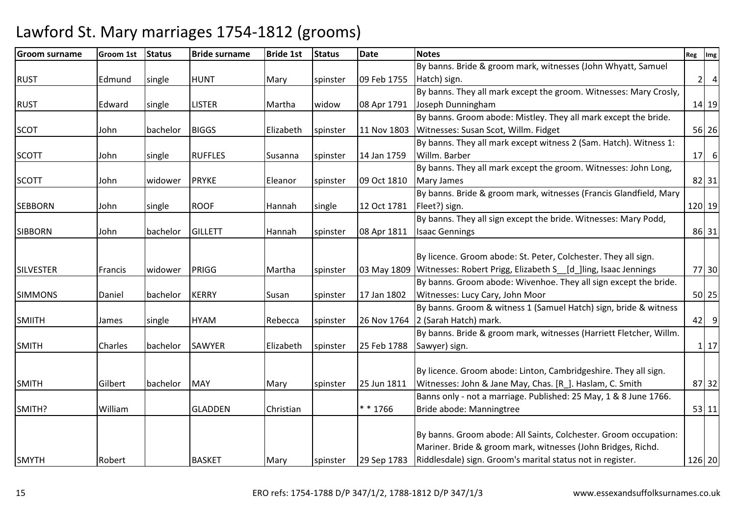# Lawford St. Mary marriages 1754-1812 (grooms)

| Groom surname | Groom 1st | Status | Bride surname | Bride 1st | Status | Date | Notes | Reg | Img |
|---|---|---|---|---|---|---|---|---|---|
| RUST | Edmund | single | HUNT | Mary | spinster | 09 Feb 1755 | By banns. Bride & groom mark, witnesses (John Whyatt, Samuel Hatch) sign. | 2 | 4 |
| RUST | Edward | single | LISTER | Martha | widow | 08 Apr 1791 | By banns. They all mark except the groom. Witnesses: Mary Crosly, Joseph Dunningham | 14 | 19 |
| SCOT | John | bachelor | BIGGS | Elizabeth | spinster | 11 Nov 1803 | By banns. Groom abode: Mistley. They all mark except the bride. Witnesses: Susan Scot, Willm. Fidget | 56 | 26 |
| SCOTT | John | single | RUFFLES | Susanna | spinster | 14 Jan 1759 | By banns. They all mark except witness 2 (Sam. Hatch). Witness 1: Willm. Barber | 17 | 6 |
| SCOTT | John | widower | PRYKE | Eleanor | spinster | 09 Oct 1810 | By banns. They all mark except the groom. Witnesses: John Long, Mary James | 82 | 31 |
| SEBBORN | John | single | ROOF | Hannah | single | 12 Oct 1781 | By banns. Bride & groom mark, witnesses (Francis Glandfield, Mary Fleet?) sign. | 120 | 19 |
| SIBBORN | John | bachelor | GILLETT | Hannah | spinster | 08 Apr 1811 | By banns. They all sign except the bride. Witnesses: Mary Podd, Isaac Gennings | 86 | 31 |
| SILVESTER | Francis | widower | PRIGG | Martha | spinster | 03 May 1809 | By licence. Groom abode: St. Peter, Colchester. They all sign. Witnesses: Robert Prigg, Elizabeth S__[d_]ling, Isaac Jennings | 77 | 30 |
| SIMMONS | Daniel | bachelor | KERRY | Susan | spinster | 17 Jan 1802 | By banns. Groom abode: Wivenhoe. They all sign except the bride. Witnesses: Lucy Cary, John Moor | 50 | 25 |
| SMIITH | James | single | HYAM | Rebecca | spinster | 26 Nov 1764 | By banns. Groom & witness 1 (Samuel Hatch) sign, bride & witness 2 (Sarah Hatch) mark. | 42 | 9 |
| SMITH | Charles | bachelor | SAWYER | Elizabeth | spinster | 25 Feb 1788 | By banns. Bride & groom mark, witnesses (Harriett Fletcher, Willm. Sawyer) sign. | 1 | 17 |
| SMITH | Gilbert | bachelor | MAY | Mary | spinster | 25 Jun 1811 | By licence. Groom abode: Linton, Cambridgeshire. They all sign. Witnesses: John & Jane May, Chas. [R_]. Haslam, C. Smith | 87 | 32 |
| SMITH? | William | | GLADDEN | Christian | | * * 1766 | Banns only - not a marriage. Published: 25 May, 1 & 8 June 1766. Bride abode: Manningtree | 53 | 11 |
| SMYTH | Robert | | BASKET | Mary | spinster | 29 Sep 1783 | By banns. Groom abode: All Saints, Colchester. Groom occupation: Mariner. Bride & groom mark, witnesses (John Bridges, Richd. Riddlesdale) sign. Groom's marital status not in register. | 126 | 20 |

ERO refs: 1754-1788 D/P 347/1/2, 1788-1812 D/P 347/1/3

www.essexandsuffolksurnames.co.uk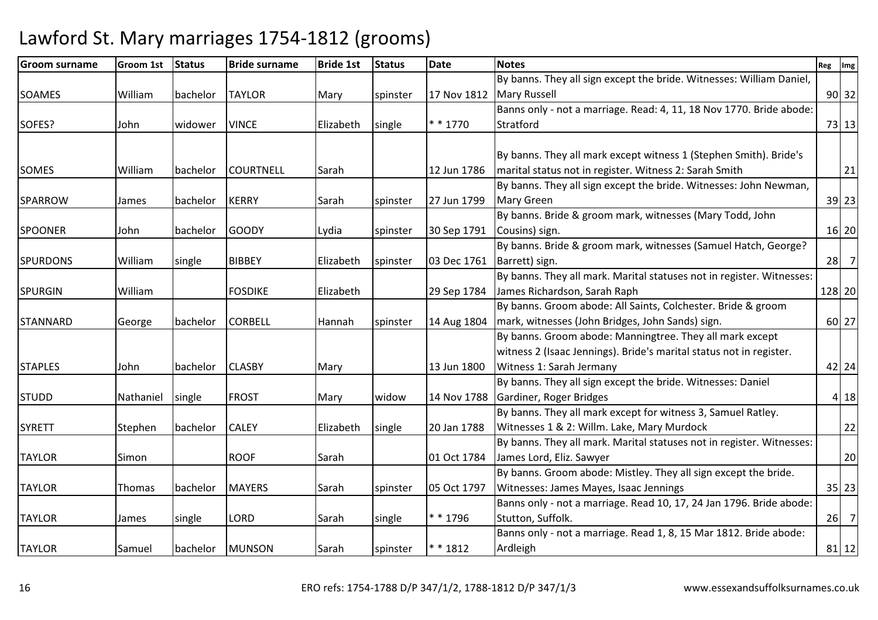# Lawford St. Mary marriages 1754-1812 (grooms)

| Groom surname | Groom 1st | Status | Bride surname | Bride 1st | Status | Date | Notes | Reg | Img |
|---|---|---|---|---|---|---|---|---|---|
| SOAMES | William | bachelor | TAYLOR | Mary | spinster | 17 Nov 1812 | By banns. They all sign except the bride. Witnesses: William Daniel, Mary Russell | 90 | 32 |
| SOFES? | John | widower | VINCE | Elizabeth | single | * * 1770 | Banns only - not a marriage. Read: 4, 11, 18 Nov 1770. Bride abode: Stratford | 73 | 13 |
| SOMES | William | bachelor | COURTNELL | Sarah | | 12 Jun 1786 | By banns. They all mark except witness 1 (Stephen Smith). Bride's marital status not in register. Witness 2: Sarah Smith | | 21 |
| SPARROW | James | bachelor | KERRY | Sarah | spinster | 27 Jun 1799 | By banns. They all sign except the bride. Witnesses: John Newman, Mary Green | 39 | 23 |
| SPOONER | John | bachelor | GOODY | Lydia | spinster | 30 Sep 1791 | By banns. Bride & groom mark, witnesses (Mary Todd, John Cousins) sign. | 16 | 20 |
| SPURDONS | William | single | BIBBEY | Elizabeth | spinster | 03 Dec 1761 | By banns. Bride & groom mark, witnesses (Samuel Hatch, George? Barrett) sign. | 28 | 7 |
| SPURGIN | William | | FOSDIKE | Elizabeth | | 29 Sep 1784 | By banns. They all mark. Marital statuses not in register. Witnesses: James Richardson, Sarah Raph | 128 | 20 |
| STANNARD | George | bachelor | CORBELL | Hannah | spinster | 14 Aug 1804 | By banns. Groom abode: All Saints, Colchester. Bride & groom mark, witnesses (John Bridges, John Sands) sign. | 60 | 27 |
| STAPLES | John | bachelor | CLASBY | Mary | | 13 Jun 1800 | By banns. Groom abode: Manningtree. They all mark except witness 2 (Isaac Jennings). Bride's marital status not in register. Witness 1: Sarah Jermany | 42 | 24 |
| STUDD | Nathaniel | single | FROST | Mary | widow | 14 Nov 1788 | By banns. They all sign except the bride. Witnesses: Daniel Gardiner, Roger Bridges | 4 | 18 |
| SYRETT | Stephen | bachelor | CALEY | Elizabeth | single | 20 Jan 1788 | By banns. They all mark except for witness 3, Samuel Ratley. Witnesses 1 & 2: Willm. Lake, Mary Murdock | | 22 |
| TAYLOR | Simon | | ROOF | Sarah | | 01 Oct 1784 | By banns. They all mark. Marital statuses not in register. Witnesses: James Lord, Eliz. Sawyer | | 20 |
| TAYLOR | Thomas | bachelor | MAYERS | Sarah | spinster | 05 Oct 1797 | By banns. Groom abode: Mistley. They all sign except the bride. Witnesses: James Mayes, Isaac Jennings | 35 | 23 |
| TAYLOR | James | single | LORD | Sarah | single | * * 1796 | Banns only - not a marriage. Read 10, 17, 24 Jan 1796. Bride abode: Stutton, Suffolk. | 26 | 7 |
| TAYLOR | Samuel | bachelor | MUNSON | Sarah | spinster | * * 1812 | Banns only - not a marriage. Read 1, 8, 15 Mar 1812. Bride abode: Ardleigh | 81 | 12 |

ERO refs: 1754-1788 D/P 347/1/2, 1788-1812 D/P 347/1/3 www.essexandsuffolksurnames.co.uk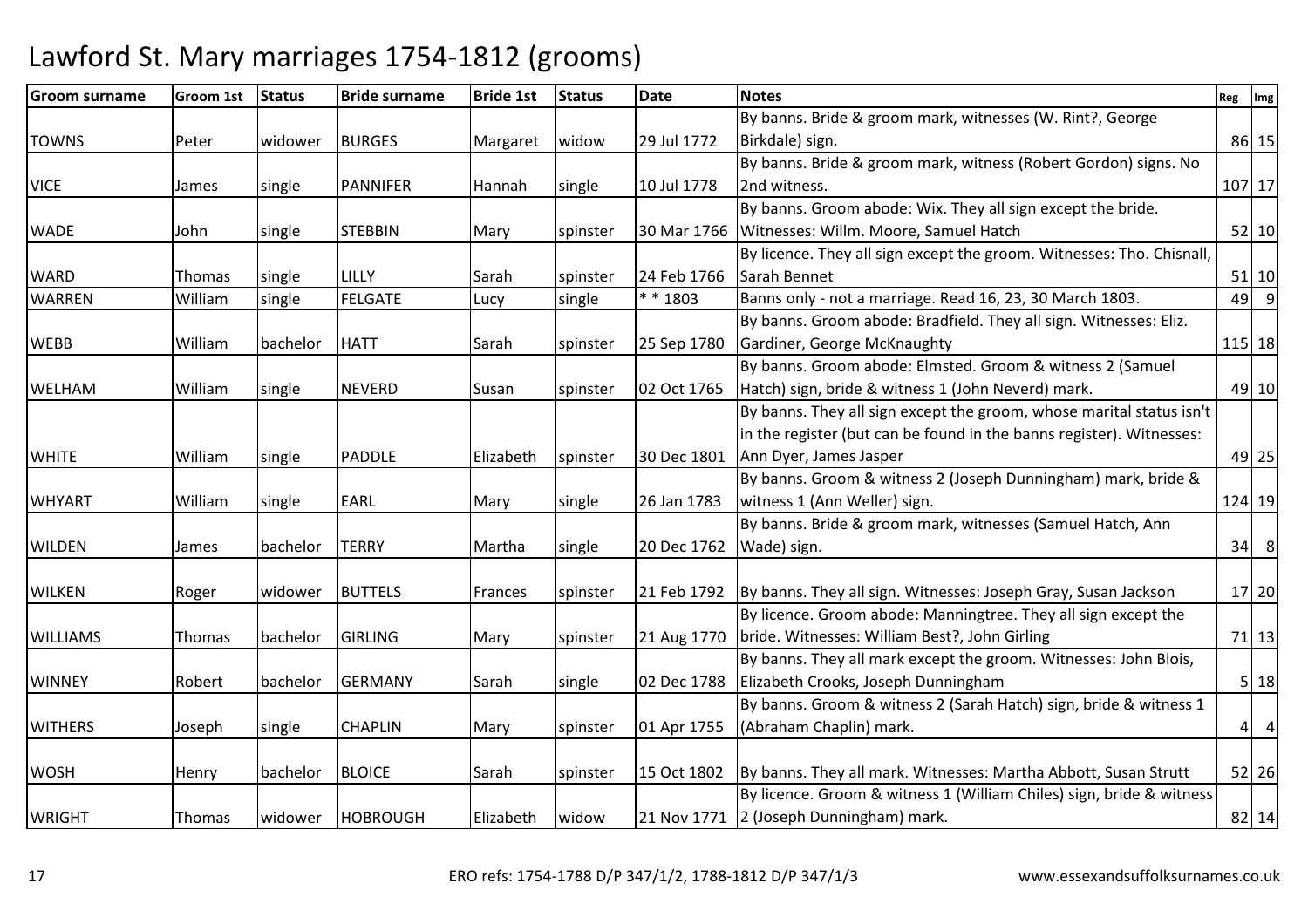# Lawford St. Mary marriages 1754-1812 (grooms)

| Groom surname | Groom 1st | Status | Bride surname | Bride 1st | Status | Date | Notes | Reg | Img |
|---|---|---|---|---|---|---|---|---|---|
| TOWNS | Peter | widower | BURGES | Margaret | widow | 29 Jul 1772 | By banns. Bride & groom mark, witnesses (W. Rint?, George Birkdale) sign. | 86 | 15 |
| VICE | James | single | PANNIFER | Hannah | single | 10 Jul 1778 | By banns. Bride & groom mark, witness (Robert Gordon) signs. No 2nd witness. | 107 | 17 |
| WADE | John | single | STEBBIN | Mary | spinster | 30 Mar 1766 | By banns. Groom abode: Wix. They all sign except the bride. Witnesses: Willm. Moore, Samuel Hatch | 52 | 10 |
| WARD | Thomas | single | LILLY | Sarah | spinster | 24 Feb 1766 | By licence. They all sign except the groom. Witnesses: Tho. Chisnall, Sarah Bennet | 51 | 10 |
| WARREN | William | single | FELGATE | Lucy | single | * * 1803 | Banns only - not a marriage. Read 16, 23, 30 March 1803. | 49 | 9 |
| WEBB | William | bachelor | HATT | Sarah | spinster | 25 Sep 1780 | By banns. Groom abode: Bradfield. They all sign. Witnesses: Eliz. Gardiner, George McKnaughty | 115 | 18 |
| WELHAM | William | single | NEVERD | Susan | spinster | 02 Oct 1765 | By banns. Groom abode: Elmsted. Groom & witness 2 (Samuel Hatch) sign, bride & witness 1 (John Neverd) mark. | 49 | 10 |
| WHITE | William | single | PADDLE | Elizabeth | spinster | 30 Dec 1801 | By banns. They all sign except the groom, whose marital status isn't in the register (but can be found in the banns register). Witnesses: Ann Dyer, James Jasper | 49 | 25 |
| WHYART | William | single | EARL | Mary | single | 26 Jan 1783 | By banns. Groom & witness 2 (Joseph Dunningham) mark, bride & witness 1 (Ann Weller) sign. | 124 | 19 |
| WILDEN | James | bachelor | TERRY | Martha | single | 20 Dec 1762 | By banns. Bride & groom mark, witnesses (Samuel Hatch, Ann Wade) sign. | 34 | 8 |
| WILKEN | Roger | widower | BUTTELS | Frances | spinster | 21 Feb 1792 | By banns. They all sign. Witnesses: Joseph Gray, Susan Jackson | 17 | 20 |
| WILLIAMS | Thomas | bachelor | GIRLING | Mary | spinster | 21 Aug 1770 | By licence. Groom abode: Manningtree. They all sign except the bride. Witnesses: William Best?, John Girling | 71 | 13 |
| WINNEY | Robert | bachelor | GERMANY | Sarah | single | 02 Dec 1788 | By banns. They all mark except the groom. Witnesses: John Blois, Elizabeth Crooks, Joseph Dunningham | 5 | 18 |
| WITHERS | Joseph | single | CHAPLIN | Mary | spinster | 01 Apr 1755 | By banns. Groom & witness 2 (Sarah Hatch) sign, bride & witness 1 (Abraham Chaplin) mark. | 4 | 4 |
| WOSH | Henry | bachelor | BLOICE | Sarah | spinster | 15 Oct 1802 | By banns. They all mark. Witnesses: Martha Abbott, Susan Strutt | 52 | 26 |
| WRIGHT | Thomas | widower | HOBROUGH | Elizabeth | widow | 21 Nov 1771 | By licence. Groom & witness 1 (William Chiles) sign, bride & witness 2 (Joseph Dunningham) mark. | 82 | 14 |

ERO refs: 1754-1788 D/P 347/1/2, 1788-1812 D/P 347/1/3 www.essexandsuffolksurnames.co.uk